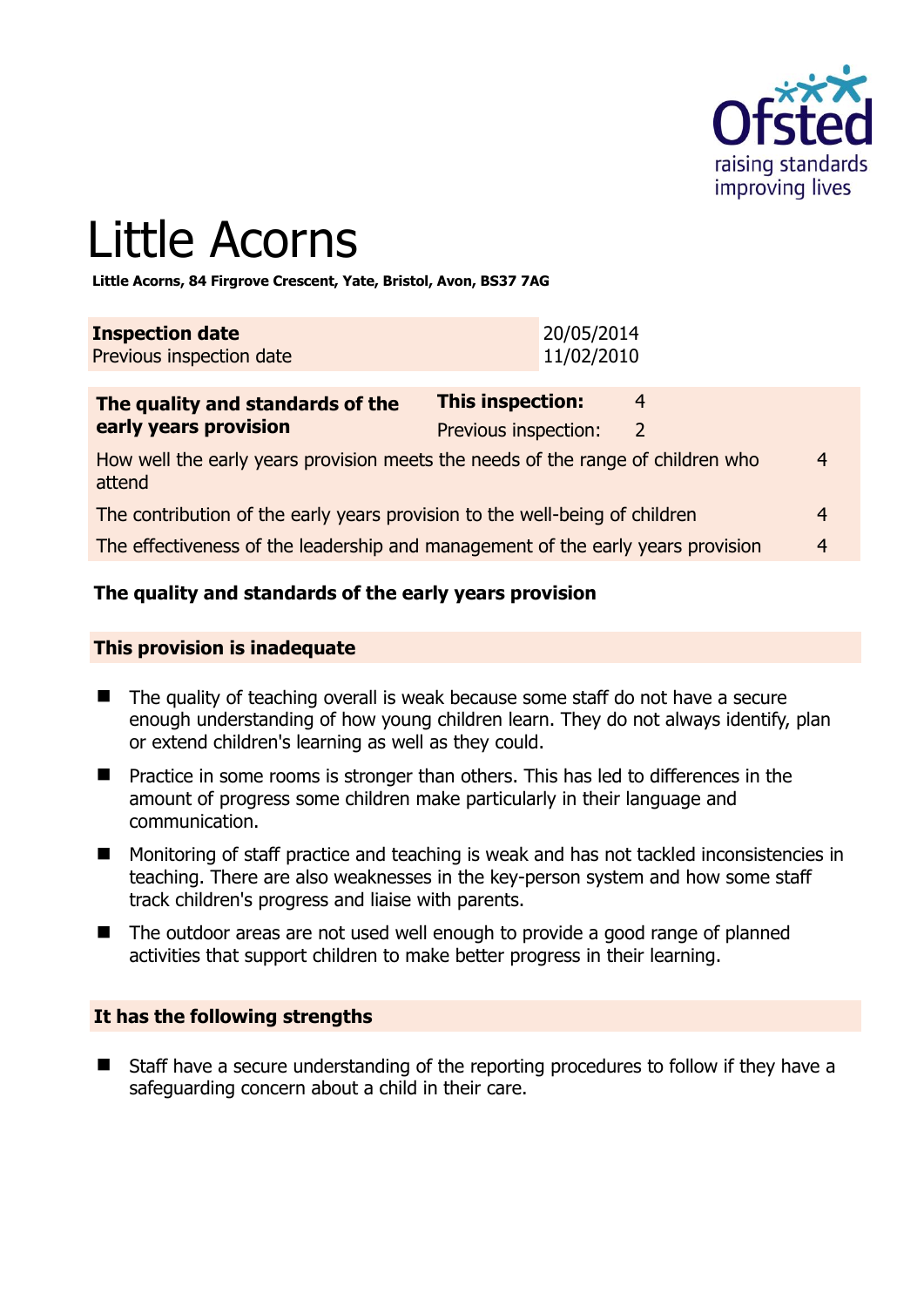# Little Acorns

**Little Acorns, 84 Firgrove Crescent, Yate, Bristol, Avon, BS37 7AG**

| **Inspection date** | 20/05/2014 |
|---|---|
| Previous inspection date | 11/02/2010 |

| **The quality and standards of the early years provision** | **This inspection:** | 4 |
|---|---|---|
| | Previous inspection: | 2 |
| How well the early years provision meets the needs of the range of children who attend | | 4 |
| The contribution of the early years provision to the well-being of children | | 4 |
| The effectiveness of the leadership and management of the early years provision | | 4 |

### The quality and standards of the early years provision

#### This provision is inadequate

- The quality of teaching overall is weak because some staff do not have a secure enough understanding of how young children learn. They do not always identify, plan or extend children's learning as well as they could.
- Practice in some rooms is stronger than others. This has led to differences in the amount of progress some children make particularly in their language and communication.
- Monitoring of staff practice and teaching is weak and has not tackled inconsistencies in teaching. There are also weaknesses in the key-person system and how some staff track children's progress and liaise with parents.
- The outdoor areas are not used well enough to provide a good range of planned activities that support children to make better progress in their learning.

#### It has the following strengths

- Staff have a secure understanding of the reporting procedures to follow if they have a safeguarding concern about a child in their care.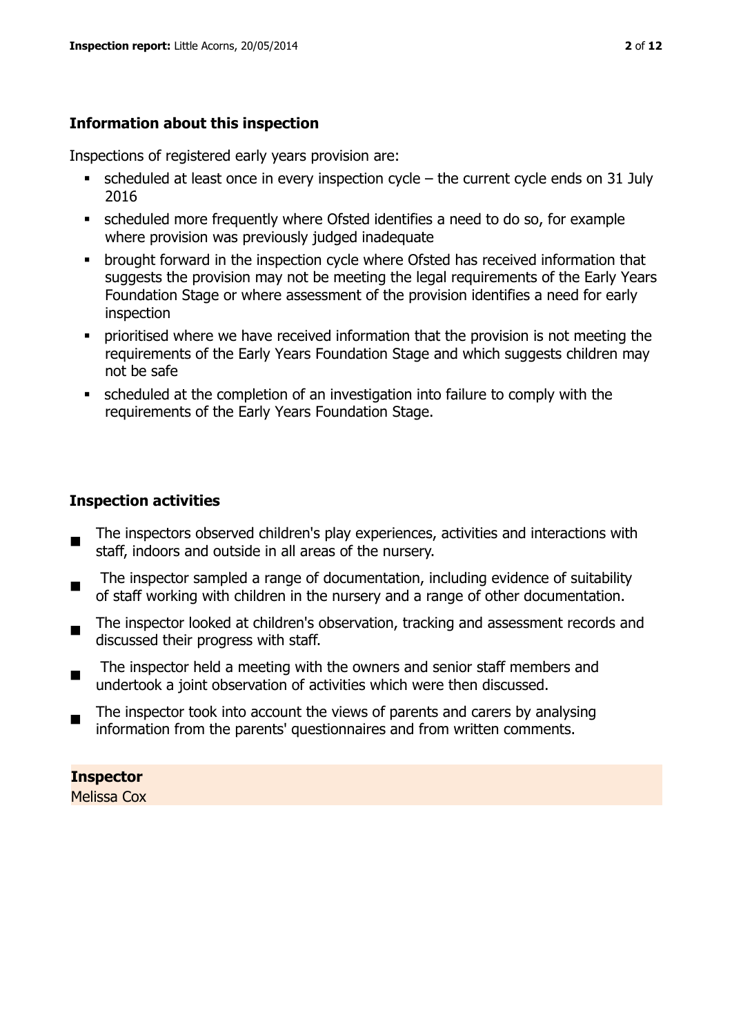## Information about this inspection

Inspections of registered early years provision are:

- scheduled at least once in every inspection cycle – the current cycle ends on 31 July 2016
- scheduled more frequently where Ofsted identifies a need to do so, for example where provision was previously judged inadequate
- brought forward in the inspection cycle where Ofsted has received information that suggests the provision may not be meeting the legal requirements of the Early Years Foundation Stage or where assessment of the provision identifies a need for early inspection
- prioritised where we have received information that the provision is not meeting the requirements of the Early Years Foundation Stage and which suggests children may not be safe
- scheduled at the completion of an investigation into failure to comply with the requirements of the Early Years Foundation Stage.

## Inspection activities

- The inspectors observed children's play experiences, activities and interactions with staff, indoors and outside in all areas of the nursery.
- The inspector sampled a range of documentation, including evidence of suitability of staff working with children in the nursery and a range of other documentation.
- The inspector looked at children's observation, tracking and assessment records and discussed their progress with staff.
- The inspector held a meeting with the owners and senior staff members and undertook a joint observation of activities which were then discussed.
- The inspector took into account the views of parents and carers by analysing information from the parents' questionnaires and from written comments.

**Inspector**
Melissa Cox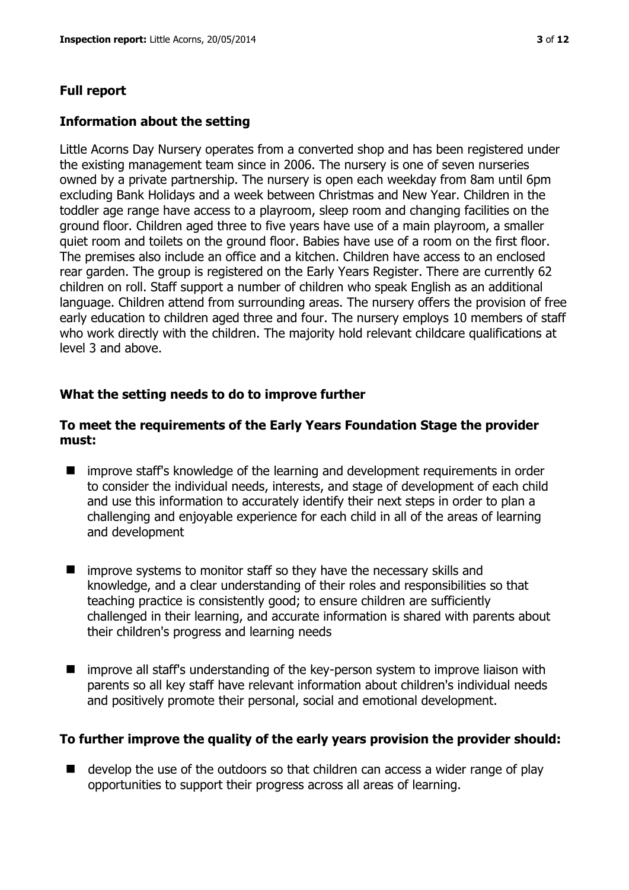## Full report

### Information about the setting

Little Acorns Day Nursery operates from a converted shop and has been registered under the existing management team since in 2006. The nursery is one of seven nurseries owned by a private partnership. The nursery is open each weekday from 8am until 6pm excluding Bank Holidays and a week between Christmas and New Year. Children in the toddler age range have access to a playroom, sleep room and changing facilities on the ground floor. Children aged three to five years have use of a main playroom, a smaller quiet room and toilets on the ground floor. Babies have use of a room on the first floor. The premises also include an office and a kitchen. Children have access to an enclosed rear garden. The group is registered on the Early Years Register. There are currently 62 children on roll. Staff support a number of children who speak English as an additional language. Children attend from surrounding areas. The nursery offers the provision of free early education to children aged three and four. The nursery employs 10 members of staff who work directly with the children. The majority hold relevant childcare qualifications at level 3 and above.

### What the setting needs to do to improve further

#### To meet the requirements of the Early Years Foundation Stage the provider must:

- improve staff's knowledge of the learning and development requirements in order to consider the individual needs, interests, and stage of development of each child and use this information to accurately identify their next steps in order to plan a challenging and enjoyable experience for each child in all of the areas of learning and development

- improve systems to monitor staff so they have the necessary skills and knowledge, and a clear understanding of their roles and responsibilities so that teaching practice is consistently good; to ensure children are sufficiently challenged in their learning, and accurate information is shared with parents about their children's progress and learning needs

- improve all staff's understanding of the key-person system to improve liaison with parents so all key staff have relevant information about children's individual needs and positively promote their personal, social and emotional development.

#### To further improve the quality of the early years provision the provider should:

- develop the use of the outdoors so that children can access a wider range of play opportunities to support their progress across all areas of learning.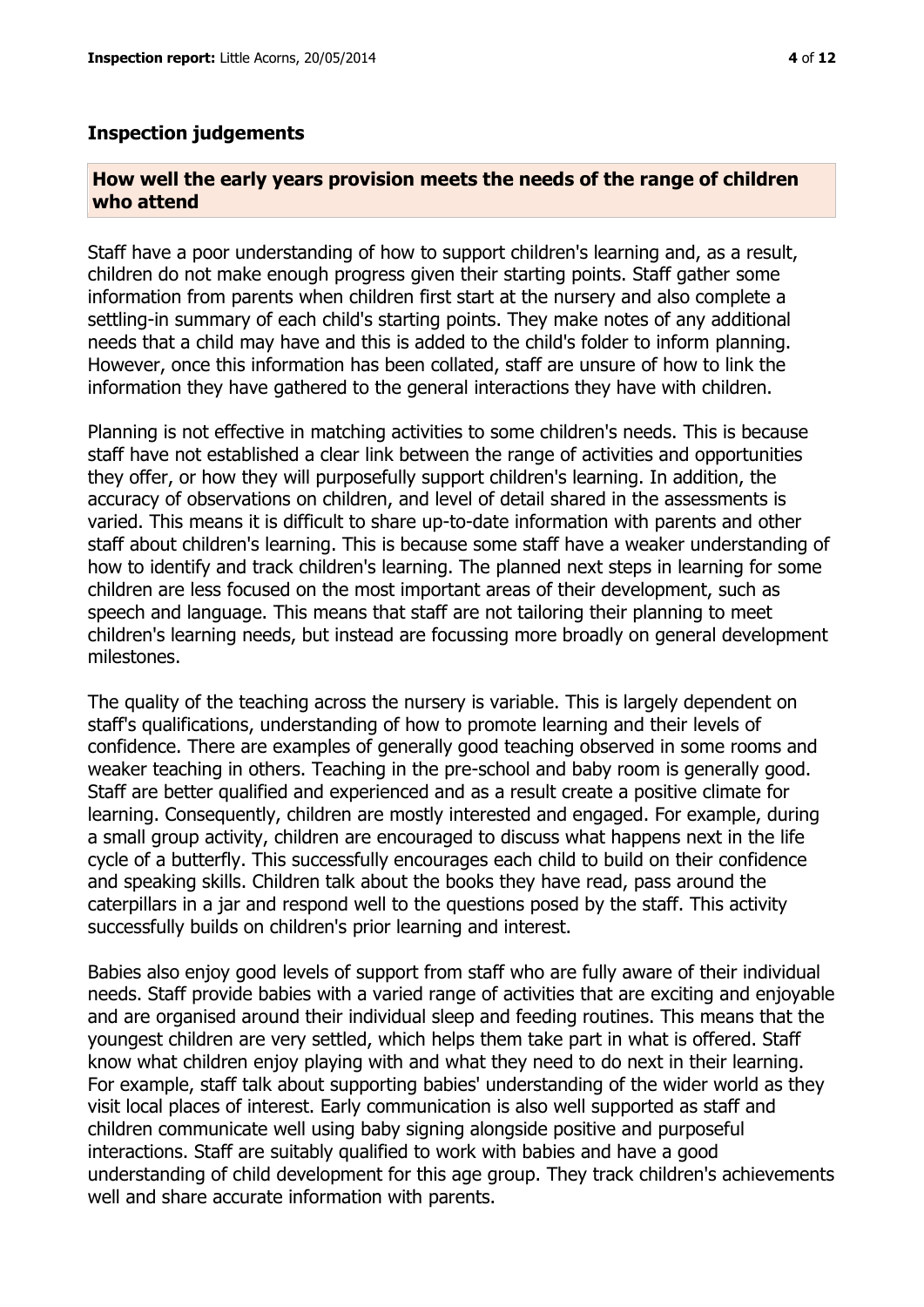## Inspection judgements

### How well the early years provision meets the needs of the range of children who attend

Staff have a poor understanding of how to support children's learning and, as a result, children do not make enough progress given their starting points. Staff gather some information from parents when children first start at the nursery and also complete a settling-in summary of each child's starting points. They make notes of any additional needs that a child may have and this is added to the child's folder to inform planning. However, once this information has been collated, staff are unsure of how to link the information they have gathered to the general interactions they have with children.

Planning is not effective in matching activities to some children's needs. This is because staff have not established a clear link between the range of activities and opportunities they offer, or how they will purposefully support children's learning. In addition, the accuracy of observations on children, and level of detail shared in the assessments is varied. This means it is difficult to share up-to-date information with parents and other staff about children's learning. This is because some staff have a weaker understanding of how to identify and track children's learning. The planned next steps in learning for some children are less focused on the most important areas of their development, such as speech and language. This means that staff are not tailoring their planning to meet children's learning needs, but instead are focussing more broadly on general development milestones.

The quality of the teaching across the nursery is variable. This is largely dependent on staff's qualifications, understanding of how to promote learning and their levels of confidence. There are examples of generally good teaching observed in some rooms and weaker teaching in others. Teaching in the pre-school and baby room is generally good. Staff are better qualified and experienced and as a result create a positive climate for learning. Consequently, children are mostly interested and engaged. For example, during a small group activity, children are encouraged to discuss what happens next in the life cycle of a butterfly. This successfully encourages each child to build on their confidence and speaking skills. Children talk about the books they have read, pass around the caterpillars in a jar and respond well to the questions posed by the staff. This activity successfully builds on children's prior learning and interest.

Babies also enjoy good levels of support from staff who are fully aware of their individual needs. Staff provide babies with a varied range of activities that are exciting and enjoyable and are organised around their individual sleep and feeding routines. This means that the youngest children are very settled, which helps them take part in what is offered. Staff know what children enjoy playing with and what they need to do next in their learning. For example, staff talk about supporting babies' understanding of the wider world as they visit local places of interest. Early communication is also well supported as staff and children communicate well using baby signing alongside positive and purposeful interactions. Staff are suitably qualified to work with babies and have a good understanding of child development for this age group. They track children's achievements well and share accurate information with parents.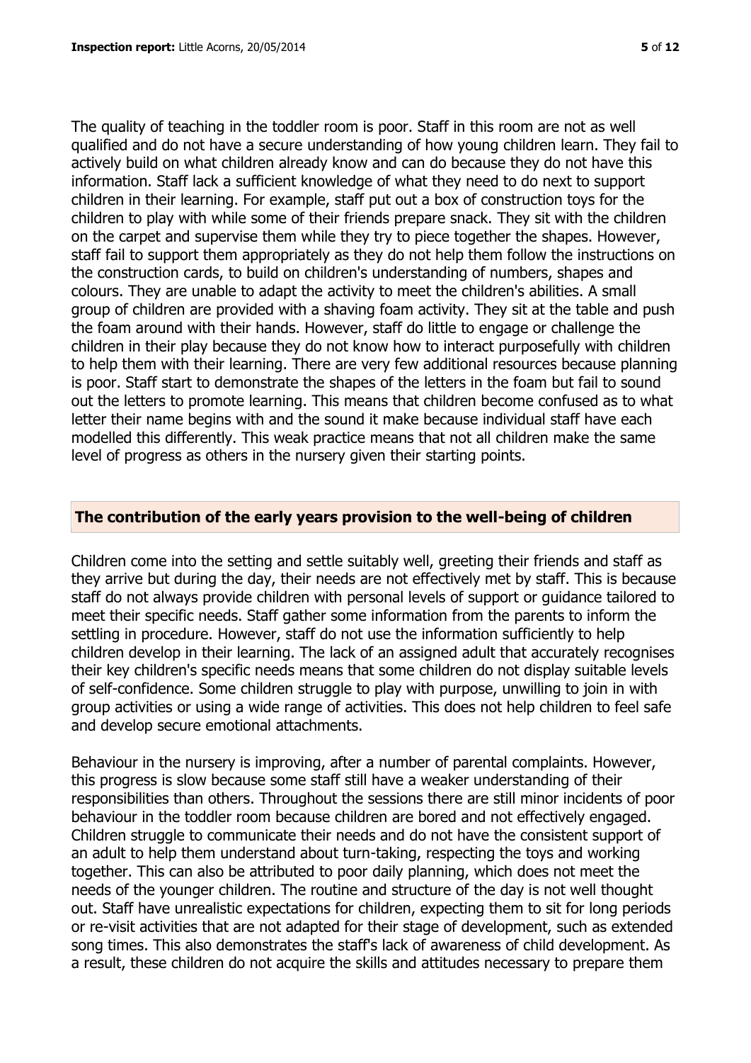The quality of teaching in the toddler room is poor. Staff in this room are not as well qualified and do not have a secure understanding of how young children learn. They fail to actively build on what children already know and can do because they do not have this information. Staff lack a sufficient knowledge of what they need to do next to support children in their learning. For example, staff put out a box of construction toys for the children to play with while some of their friends prepare snack. They sit with the children on the carpet and supervise them while they try to piece together the shapes. However, staff fail to support them appropriately as they do not help them follow the instructions on the construction cards, to build on children's understanding of numbers, shapes and colours. They are unable to adapt the activity to meet the children's abilities. A small group of children are provided with a shaving foam activity. They sit at the table and push the foam around with their hands. However, staff do little to engage or challenge the children in their play because they do not know how to interact purposefully with children to help them with their learning. There are very few additional resources because planning is poor. Staff start to demonstrate the shapes of the letters in the foam but fail to sound out the letters to promote learning. This means that children become confused as to what letter their name begins with and the sound it make because individual staff have each modelled this differently. This weak practice means that not all children make the same level of progress as others in the nursery given their starting points.

## The contribution of the early years provision to the well-being of children

Children come into the setting and settle suitably well, greeting their friends and staff as they arrive but during the day, their needs are not effectively met by staff. This is because staff do not always provide children with personal levels of support or guidance tailored to meet their specific needs. Staff gather some information from the parents to inform the settling in procedure. However, staff do not use the information sufficiently to help children develop in their learning. The lack of an assigned adult that accurately recognises their key children's specific needs means that some children do not display suitable levels of self-confidence. Some children struggle to play with purpose, unwilling to join in with group activities or using a wide range of activities. This does not help children to feel safe and develop secure emotional attachments.

Behaviour in the nursery is improving, after a number of parental complaints. However, this progress is slow because some staff still have a weaker understanding of their responsibilities than others. Throughout the sessions there are still minor incidents of poor behaviour in the toddler room because children are bored and not effectively engaged. Children struggle to communicate their needs and do not have the consistent support of an adult to help them understand about turn-taking, respecting the toys and working together. This can also be attributed to poor daily planning, which does not meet the needs of the younger children. The routine and structure of the day is not well thought out. Staff have unrealistic expectations for children, expecting them to sit for long periods or re-visit activities that are not adapted for their stage of development, such as extended song times. This also demonstrates the staff's lack of awareness of child development. As a result, these children do not acquire the skills and attitudes necessary to prepare them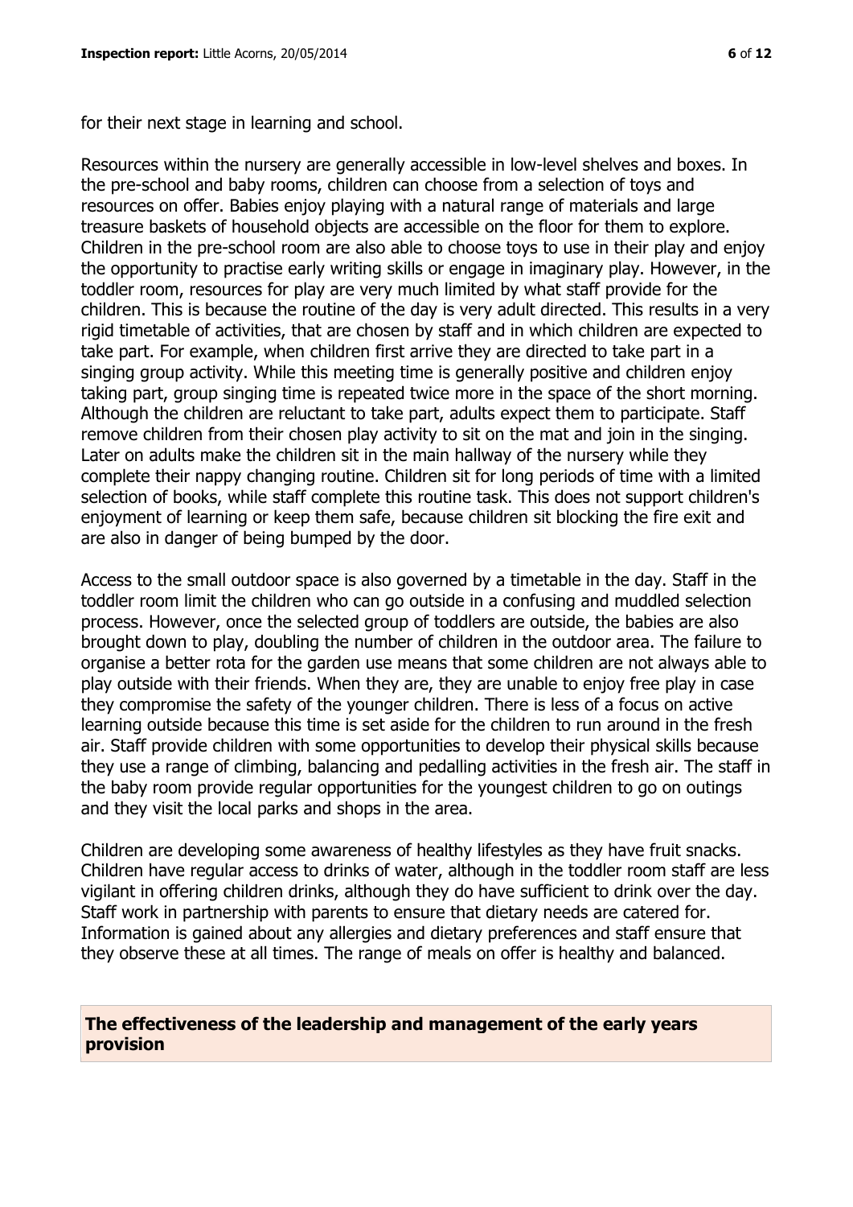for their next stage in learning and school.

Resources within the nursery are generally accessible in low-level shelves and boxes. In the pre-school and baby rooms, children can choose from a selection of toys and resources on offer. Babies enjoy playing with a natural range of materials and large treasure baskets of household objects are accessible on the floor for them to explore. Children in the pre-school room are also able to choose toys to use in their play and enjoy the opportunity to practise early writing skills or engage in imaginary play. However, in the toddler room, resources for play are very much limited by what staff provide for the children. This is because the routine of the day is very adult directed. This results in a very rigid timetable of activities, that are chosen by staff and in which children are expected to take part. For example, when children first arrive they are directed to take part in a singing group activity. While this meeting time is generally positive and children enjoy taking part, group singing time is repeated twice more in the space of the short morning. Although the children are reluctant to take part, adults expect them to participate. Staff remove children from their chosen play activity to sit on the mat and join in the singing. Later on adults make the children sit in the main hallway of the nursery while they complete their nappy changing routine. Children sit for long periods of time with a limited selection of books, while staff complete this routine task. This does not support children's enjoyment of learning or keep them safe, because children sit blocking the fire exit and are also in danger of being bumped by the door.

Access to the small outdoor space is also governed by a timetable in the day. Staff in the toddler room limit the children who can go outside in a confusing and muddled selection process. However, once the selected group of toddlers are outside, the babies are also brought down to play, doubling the number of children in the outdoor area. The failure to organise a better rota for the garden use means that some children are not always able to play outside with their friends. When they are, they are unable to enjoy free play in case they compromise the safety of the younger children. There is less of a focus on active learning outside because this time is set aside for the children to run around in the fresh air. Staff provide children with some opportunities to develop their physical skills because they use a range of climbing, balancing and pedalling activities in the fresh air. The staff in the baby room provide regular opportunities for the youngest children to go on outings and they visit the local parks and shops in the area.

Children are developing some awareness of healthy lifestyles as they have fruit snacks. Children have regular access to drinks of water, although in the toddler room staff are less vigilant in offering children drinks, although they do have sufficient to drink over the day. Staff work in partnership with parents to ensure that dietary needs are catered for. Information is gained about any allergies and dietary preferences and staff ensure that they observe these at all times. The range of meals on offer is healthy and balanced.

## The effectiveness of the leadership and management of the early years provision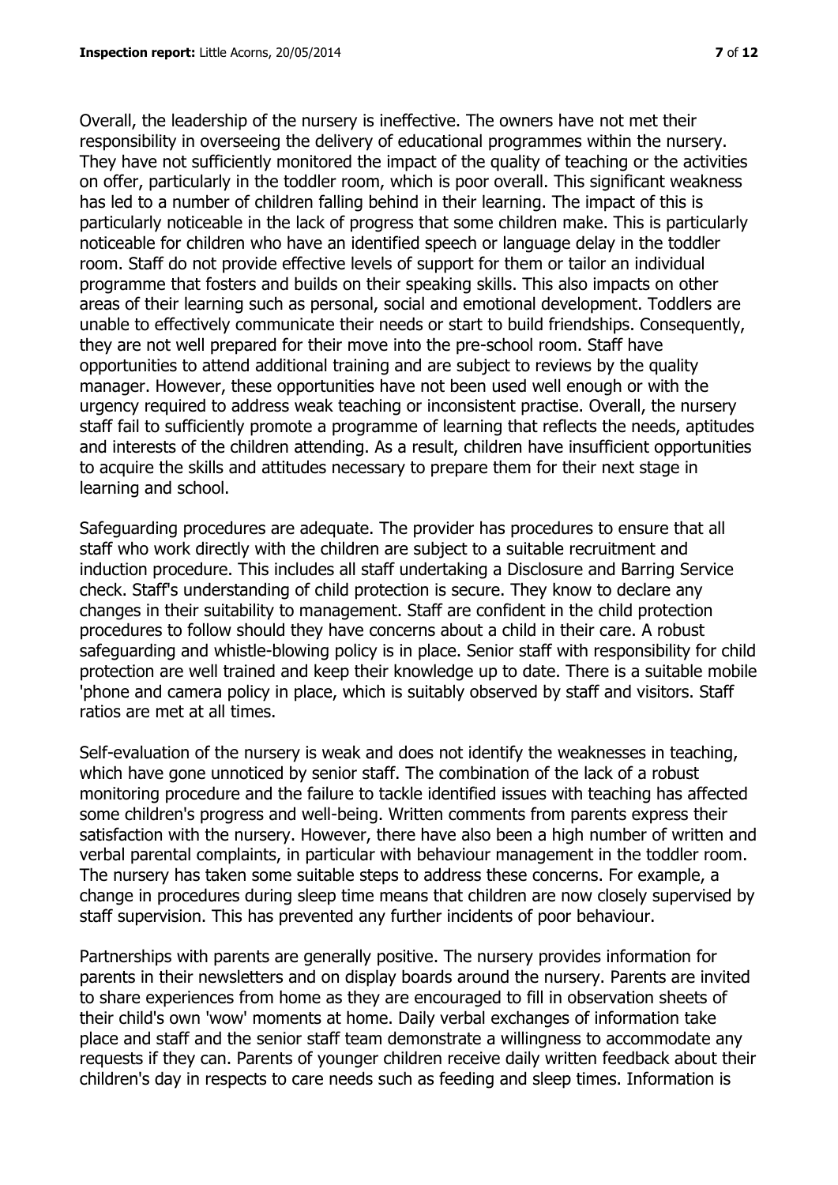Overall, the leadership of the nursery is ineffective. The owners have not met their responsibility in overseeing the delivery of educational programmes within the nursery. They have not sufficiently monitored the impact of the quality of teaching or the activities on offer, particularly in the toddler room, which is poor overall. This significant weakness has led to a number of children falling behind in their learning. The impact of this is particularly noticeable in the lack of progress that some children make. This is particularly noticeable for children who have an identified speech or language delay in the toddler room. Staff do not provide effective levels of support for them or tailor an individual programme that fosters and builds on their speaking skills. This also impacts on other areas of their learning such as personal, social and emotional development. Toddlers are unable to effectively communicate their needs or start to build friendships. Consequently, they are not well prepared for their move into the pre-school room. Staff have opportunities to attend additional training and are subject to reviews by the quality manager. However, these opportunities have not been used well enough or with the urgency required to address weak teaching or inconsistent practise. Overall, the nursery staff fail to sufficiently promote a programme of learning that reflects the needs, aptitudes and interests of the children attending. As a result, children have insufficient opportunities to acquire the skills and attitudes necessary to prepare them for their next stage in learning and school.

Safeguarding procedures are adequate. The provider has procedures to ensure that all staff who work directly with the children are subject to a suitable recruitment and induction procedure. This includes all staff undertaking a Disclosure and Barring Service check. Staff's understanding of child protection is secure. They know to declare any changes in their suitability to management. Staff are confident in the child protection procedures to follow should they have concerns about a child in their care. A robust safeguarding and whistle-blowing policy is in place. Senior staff with responsibility for child protection are well trained and keep their knowledge up to date. There is a suitable mobile 'phone and camera policy in place, which is suitably observed by staff and visitors. Staff ratios are met at all times.

Self-evaluation of the nursery is weak and does not identify the weaknesses in teaching, which have gone unnoticed by senior staff. The combination of the lack of a robust monitoring procedure and the failure to tackle identified issues with teaching has affected some children's progress and well-being. Written comments from parents express their satisfaction with the nursery. However, there have also been a high number of written and verbal parental complaints, in particular with behaviour management in the toddler room. The nursery has taken some suitable steps to address these concerns. For example, a change in procedures during sleep time means that children are now closely supervised by staff supervision. This has prevented any further incidents of poor behaviour.

Partnerships with parents are generally positive. The nursery provides information for parents in their newsletters and on display boards around the nursery. Parents are invited to share experiences from home as they are encouraged to fill in observation sheets of their child's own 'wow' moments at home. Daily verbal exchanges of information take place and staff and the senior staff team demonstrate a willingness to accommodate any requests if they can. Parents of younger children receive daily written feedback about their children's day in respects to care needs such as feeding and sleep times. Information is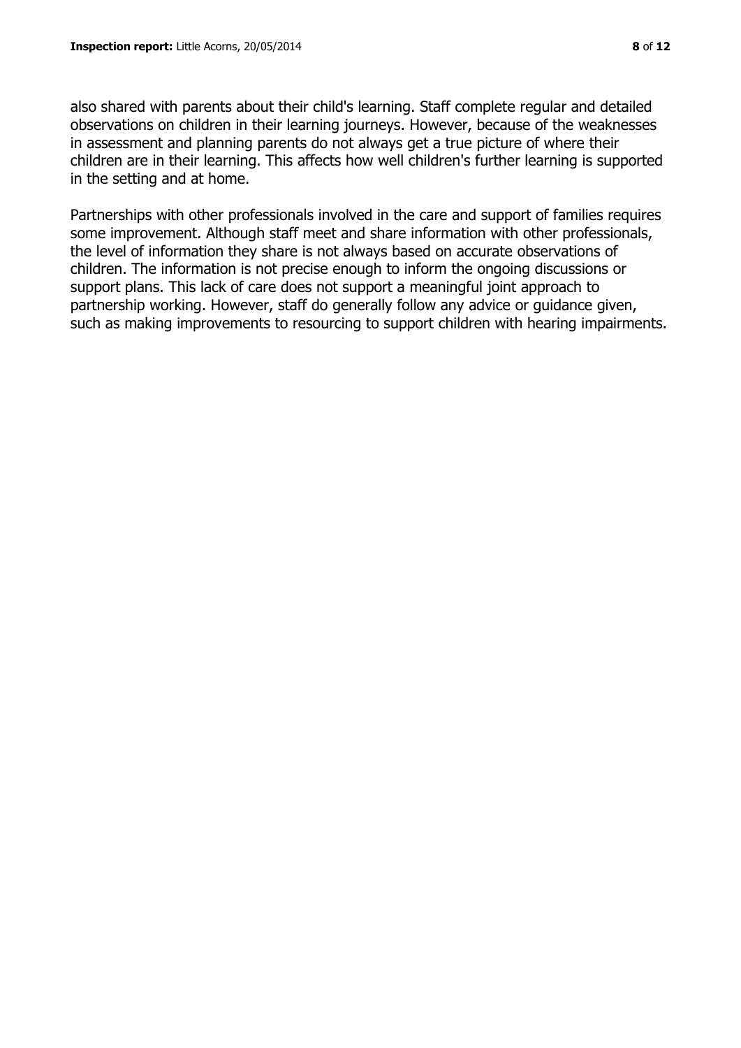also shared with parents about their child's learning. Staff complete regular and detailed observations on children in their learning journeys. However, because of the weaknesses in assessment and planning parents do not always get a true picture of where their children are in their learning. This affects how well children's further learning is supported in the setting and at home.

Partnerships with other professionals involved in the care and support of families requires some improvement. Although staff meet and share information with other professionals, the level of information they share is not always based on accurate observations of children. The information is not precise enough to inform the ongoing discussions or support plans. This lack of care does not support a meaningful joint approach to partnership working. However, staff do generally follow any advice or guidance given, such as making improvements to resourcing to support children with hearing impairments.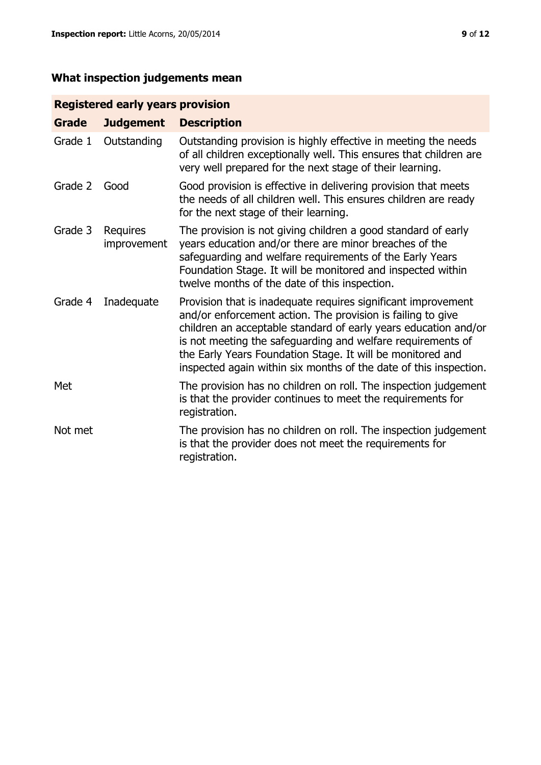## What inspection judgements mean

| Registered early years provision | | |
|---|---|---|
| **Grade** | **Judgement** | **Description** |
| Grade 1 | Outstanding | Outstanding provision is highly effective in meeting the needs of all children exceptionally well. This ensures that children are very well prepared for the next stage of their learning. |
| Grade 2 | Good | Good provision is effective in delivering provision that meets the needs of all children well. This ensures children are ready for the next stage of their learning. |
| Grade 3 | Requires improvement | The provision is not giving children a good standard of early years education and/or there are minor breaches of the safeguarding and welfare requirements of the Early Years Foundation Stage. It will be monitored and inspected within twelve months of the date of this inspection. |
| Grade 4 | Inadequate | Provision that is inadequate requires significant improvement and/or enforcement action. The provision is failing to give children an acceptable standard of early years education and/or is not meeting the safeguarding and welfare requirements of the Early Years Foundation Stage. It will be monitored and inspected again within six months of the date of this inspection. |
| Met | | The provision has no children on roll. The inspection judgement is that the provider continues to meet the requirements for registration. |
| Not met | | The provision has no children on roll. The inspection judgement is that the provider does not meet the requirements for registration. |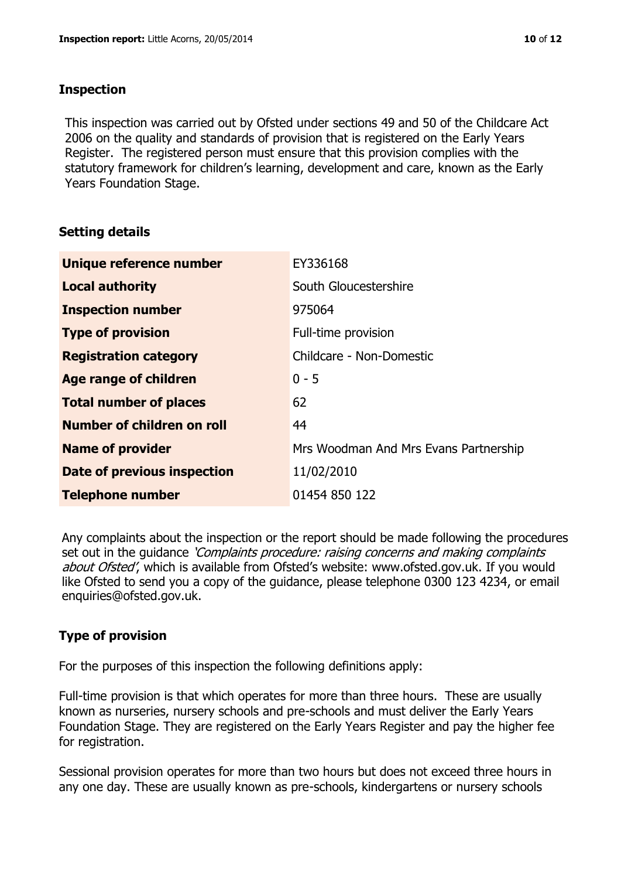## Inspection

This inspection was carried out by Ofsted under sections 49 and 50 of the Childcare Act 2006 on the quality and standards of provision that is registered on the Early Years Register. The registered person must ensure that this provision complies with the statutory framework for children's learning, development and care, known as the Early Years Foundation Stage.

## Setting details

| | |
|---|---|
| **Unique reference number** | EY336168 |
| **Local authority** | South Gloucestershire |
| **Inspection number** | 975064 |
| **Type of provision** | Full-time provision |
| **Registration category** | Childcare - Non-Domestic |
| **Age range of children** | 0 - 5 |
| **Total number of places** | 62 |
| **Number of children on roll** | 44 |
| **Name of provider** | Mrs Woodman And Mrs Evans Partnership |
| **Date of previous inspection** | 11/02/2010 |
| **Telephone number** | 01454 850 122 |

Any complaints about the inspection or the report should be made following the procedures set out in the guidance *'Complaints procedure: raising concerns and making complaints about Ofsted'*, which is available from Ofsted's website: www.ofsted.gov.uk. If you would like Ofsted to send you a copy of the guidance, please telephone 0300 123 4234, or email enquiries@ofsted.gov.uk.

## Type of provision

For the purposes of this inspection the following definitions apply:

Full-time provision is that which operates for more than three hours. These are usually known as nurseries, nursery schools and pre-schools and must deliver the Early Years Foundation Stage. They are registered on the Early Years Register and pay the higher fee for registration.

Sessional provision operates for more than two hours but does not exceed three hours in any one day. These are usually known as pre-schools, kindergartens or nursery schools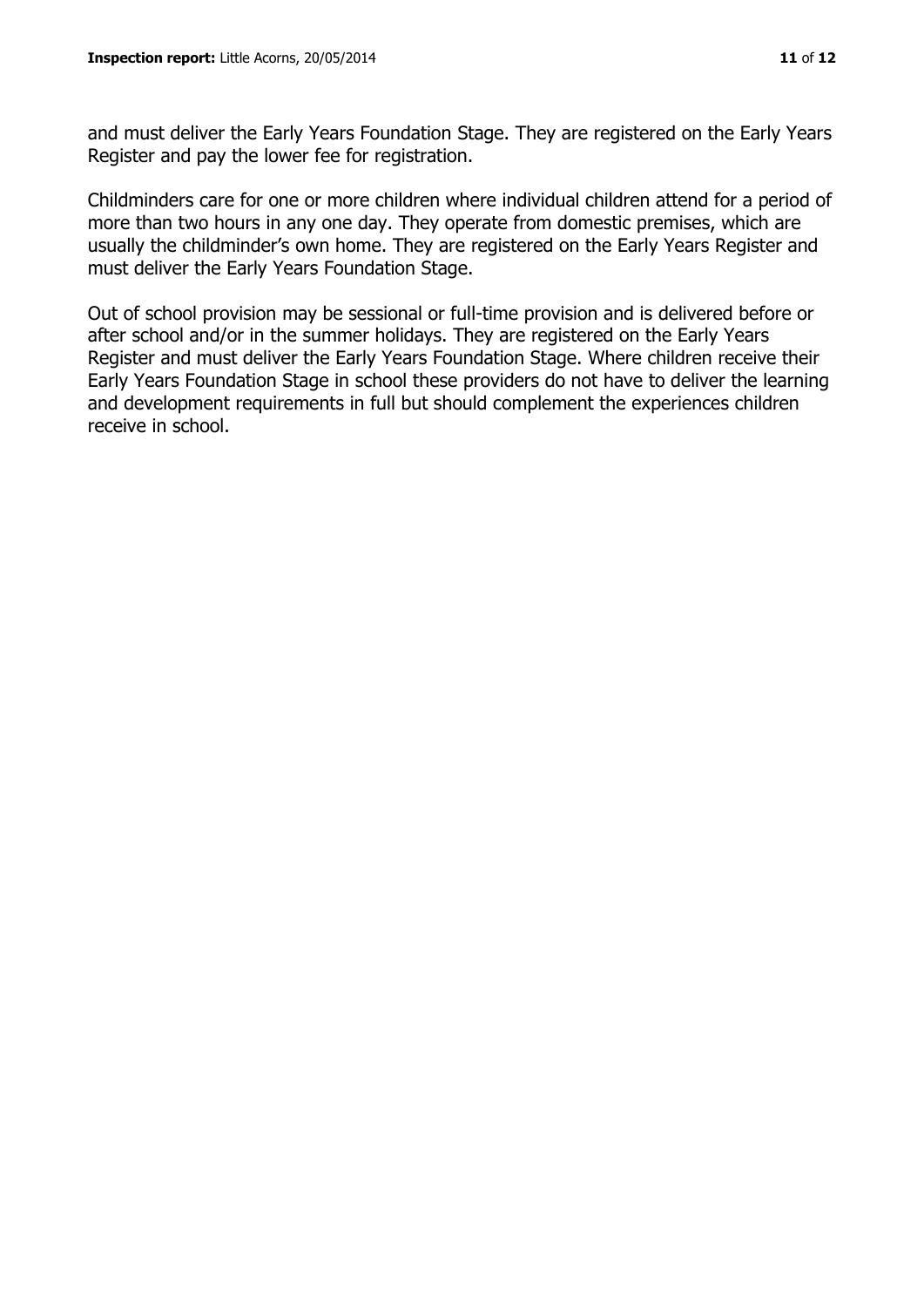and must deliver the Early Years Foundation Stage. They are registered on the Early Years Register and pay the lower fee for registration.

Childminders care for one or more children where individual children attend for a period of more than two hours in any one day. They operate from domestic premises, which are usually the childminder's own home. They are registered on the Early Years Register and must deliver the Early Years Foundation Stage.

Out of school provision may be sessional or full-time provision and is delivered before or after school and/or in the summer holidays. They are registered on the Early Years Register and must deliver the Early Years Foundation Stage. Where children receive their Early Years Foundation Stage in school these providers do not have to deliver the learning and development requirements in full but should complement the experiences children receive in school.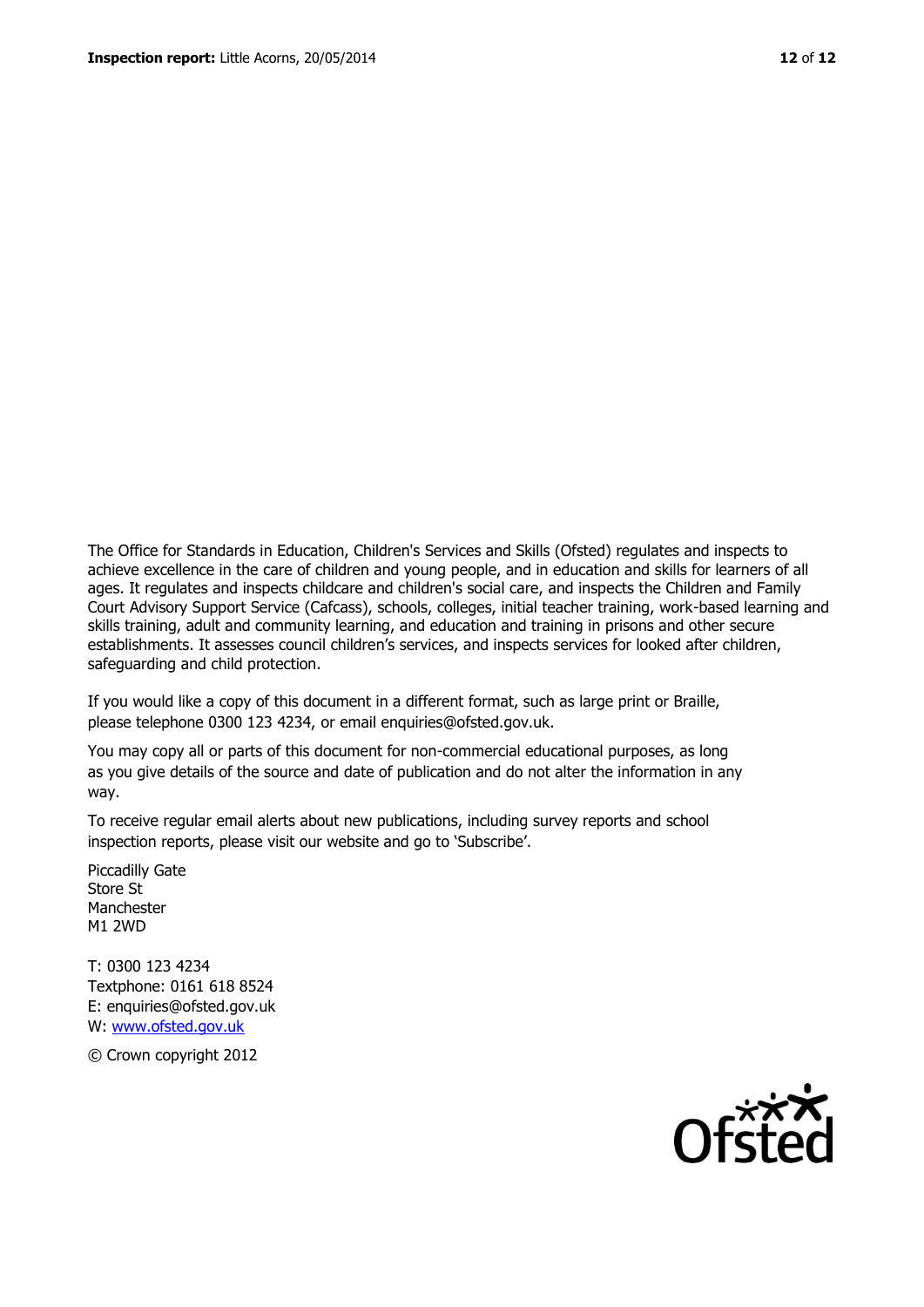The Office for Standards in Education, Children's Services and Skills (Ofsted) regulates and inspects to achieve excellence in the care of children and young people, and in education and skills for learners of all ages. It regulates and inspects childcare and children's social care, and inspects the Children and Family Court Advisory Support Service (Cafcass), schools, colleges, initial teacher training, work-based learning and skills training, adult and community learning, and education and training in prisons and other secure establishments. It assesses council children's services, and inspects services for looked after children, safeguarding and child protection.

If you would like a copy of this document in a different format, such as large print or Braille, please telephone 0300 123 4234, or email enquiries@ofsted.gov.uk.

You may copy all or parts of this document for non-commercial educational purposes, as long as you give details of the source and date of publication and do not alter the information in any way.

To receive regular email alerts about new publications, including survey reports and school inspection reports, please visit our website and go to 'Subscribe'.

Piccadilly Gate
Store St
Manchester
M1 2WD

T: 0300 123 4234
Textphone: 0161 618 8524
E: enquiries@ofsted.gov.uk
W: www.ofsted.gov.uk

© Crown copyright 2012

Ofsted